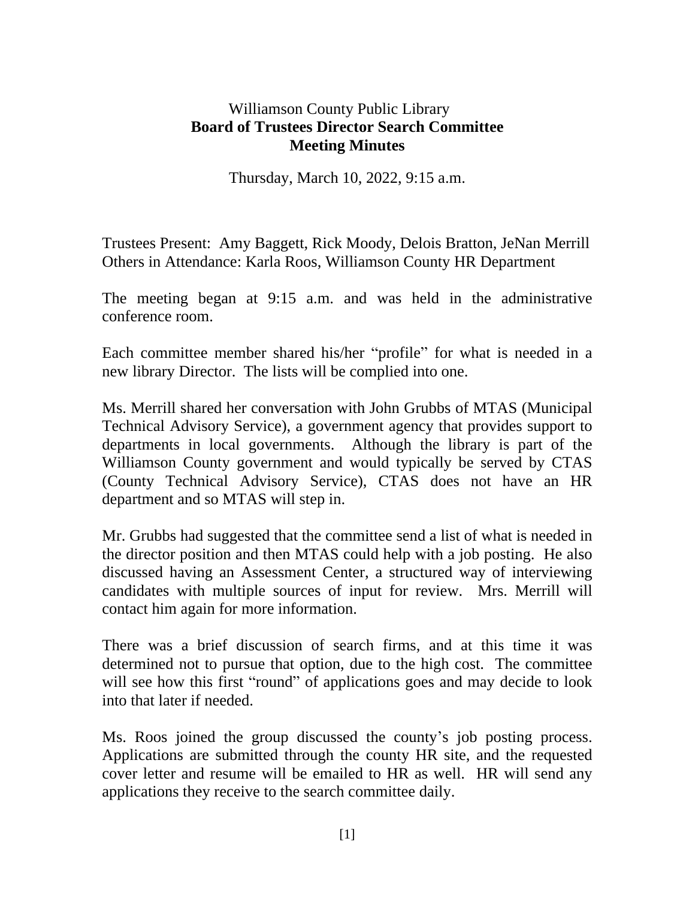Williamson County Public Library

**Board of Trustees Director Search Committee**

**Meeting Minutes**

Thursday, March 10, 2022, 9:15 a.m.

Trustees Present: Amy Baggett, Rick Moody, Delois Bratton, JeNan Merrill
Others in Attendance: Karla Roos, Williamson County HR Department

The meeting began at 9:15 a.m. and was held in the administrative conference room.

Each committee member shared his/her "profile" for what is needed in a new library Director. The lists will be complied into one.

Ms. Merrill shared her conversation with John Grubbs of MTAS (Municipal Technical Advisory Service), a government agency that provides support to departments in local governments. Although the library is part of the Williamson County government and would typically be served by CTAS (County Technical Advisory Service), CTAS does not have an HR department and so MTAS will step in.

Mr. Grubbs had suggested that the committee send a list of what is needed in the director position and then MTAS could help with a job posting. He also discussed having an Assessment Center, a structured way of interviewing candidates with multiple sources of input for review. Mrs. Merrill will contact him again for more information.

There was a brief discussion of search firms, and at this time it was determined not to pursue that option, due to the high cost. The committee will see how this first "round" of applications goes and may decide to look into that later if needed.

Ms. Roos joined the group discussed the county's job posting process. Applications are submitted through the county HR site, and the requested cover letter and resume will be emailed to HR as well. HR will send any applications they receive to the search committee daily.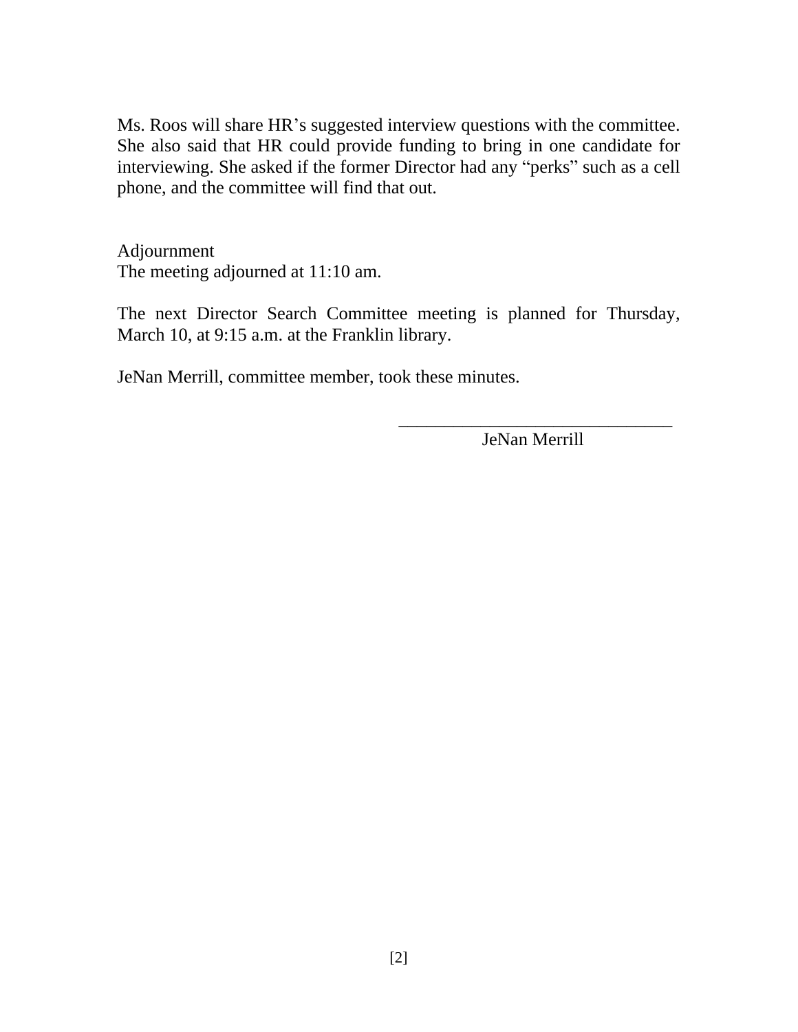Ms. Roos will share HR's suggested interview questions with the committee. She also said that HR could provide funding to bring in one candidate for interviewing. She asked if the former Director had any "perks" such as a cell phone, and the committee will find that out.

Adjournment

The meeting adjourned at 11:10 am.

The next Director Search Committee meeting is planned for Thursday, March 10, at 9:15 a.m. at the Franklin library.

JeNan Merrill, committee member, took these minutes.

\_\_\_\_\_\_\_\_\_\_\_\_\_\_\_\_\_\_\_\_\_\_\_\_\_\_\_\_\_\_

JeNan Merrill